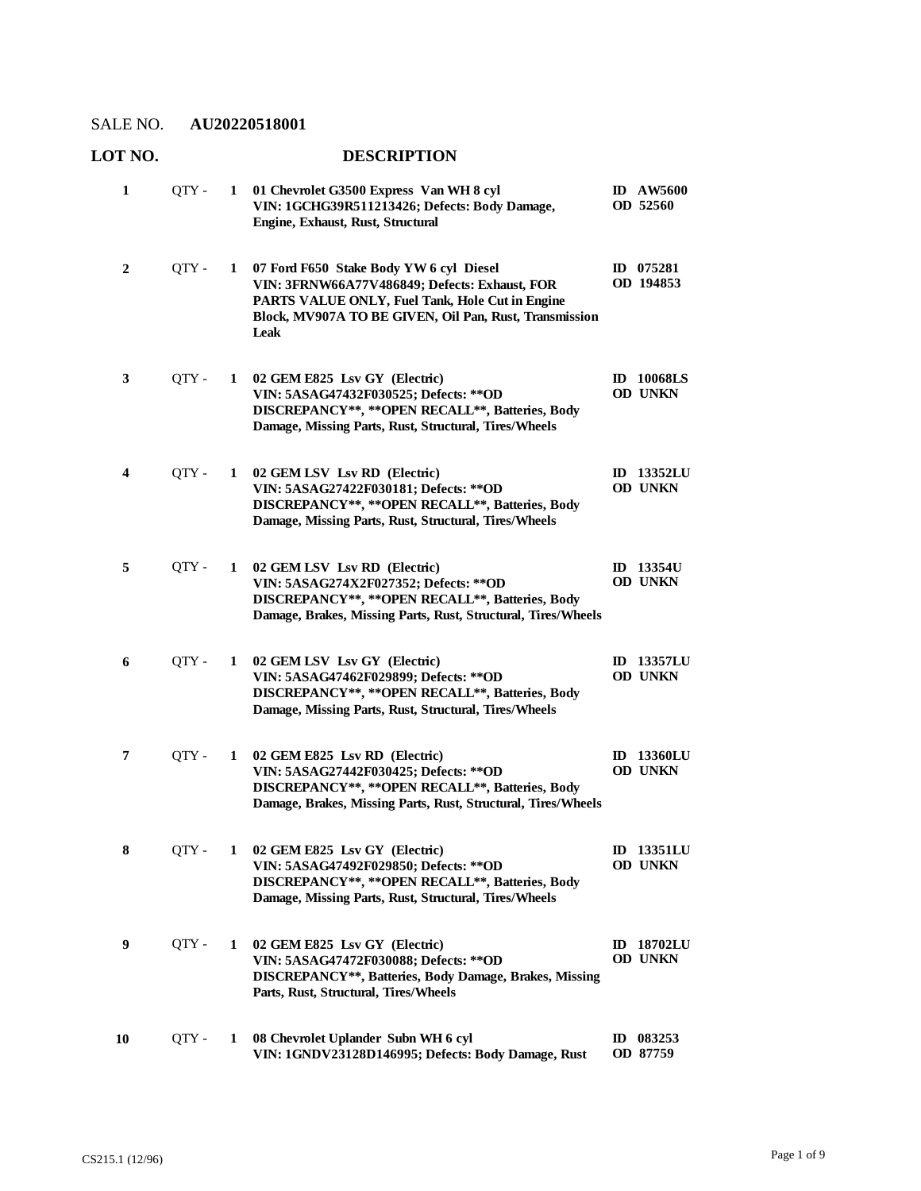SALE NO. **AU20220518001**

| LOT NO. | QTY | DESCRIPTION | ID / OD |
|---|---|---|---|
| **1** | QTY - **1** | **01 Chevrolet G3500 Express Van WH 8 cyl**<br>**VIN: 1GCHG39R511213426; Defects: Body Damage, Engine, Exhaust, Rust, Structural** | **ID AW5600**<br>**OD 52560** |
| **2** | QTY - **1** | **07 Ford F650 Stake Body YW 6 cyl Diesel**<br>**VIN: 3FRNW66A77V486849; Defects: Exhaust, FOR PARTS VALUE ONLY, Fuel Tank, Hole Cut in Engine Block, MV907A TO BE GIVEN, Oil Pan, Rust, Transmission Leak** | **ID 075281**<br>**OD 194853** |
| **3** | QTY - **1** | **02 GEM E825 Lsv GY (Electric)**<br>**VIN: 5ASAG47432F030525; Defects: **OD DISCREPANCY**, **OPEN RECALL**, Batteries, Body Damage, Missing Parts, Rust, Structural, Tires/Wheels** | **ID 10068LS**<br>**OD UNKN** |
| **4** | QTY - **1** | **02 GEM LSV Lsv RD (Electric)**<br>**VIN: 5ASAG27422F030181; Defects: **OD DISCREPANCY**, **OPEN RECALL**, Batteries, Body Damage, Missing Parts, Rust, Structural, Tires/Wheels** | **ID 13352LU**<br>**OD UNKN** |
| **5** | QTY - **1** | **02 GEM LSV Lsv RD (Electric)**<br>**VIN: 5ASAG274X2F027352; Defects: **OD DISCREPANCY**, **OPEN RECALL**, Batteries, Body Damage, Brakes, Missing Parts, Rust, Structural, Tires/Wheels** | **ID 13354U**<br>**OD UNKN** |
| **6** | QTY - **1** | **02 GEM LSV Lsv GY (Electric)**<br>**VIN: 5ASAG47462F029899; Defects: **OD DISCREPANCY**, **OPEN RECALL**, Batteries, Body Damage, Missing Parts, Rust, Structural, Tires/Wheels** | **ID 13357LU**<br>**OD UNKN** |
| **7** | QTY - **1** | **02 GEM E825 Lsv RD (Electric)**<br>**VIN: 5ASAG27442F030425; Defects: **OD DISCREPANCY**, **OPEN RECALL**, Batteries, Body Damage, Brakes, Missing Parts, Rust, Structural, Tires/Wheels** | **ID 13360LU**<br>**OD UNKN** |
| **8** | QTY - **1** | **02 GEM E825 Lsv GY (Electric)**<br>**VIN: 5ASAG47492F029850; Defects: **OD DISCREPANCY**, **OPEN RECALL**, Batteries, Body Damage, Missing Parts, Rust, Structural, Tires/Wheels** | **ID 13351LU**<br>**OD UNKN** |
| **9** | QTY - **1** | **02 GEM E825 Lsv GY (Electric)**<br>**VIN: 5ASAG47472F030088; Defects: **OD DISCREPANCY**, Batteries, Body Damage, Brakes, Missing Parts, Rust, Structural, Tires/Wheels** | **ID 18702LU**<br>**OD UNKN** |
| **10** | QTY - **1** | **08 Chevrolet Uplander Subn WH 6 cyl**<br>**VIN: 1GNDV23128D146995; Defects: Body Damage, Rust** | **ID 083253**<br>**OD 87759** |

CS215.1 (12/96)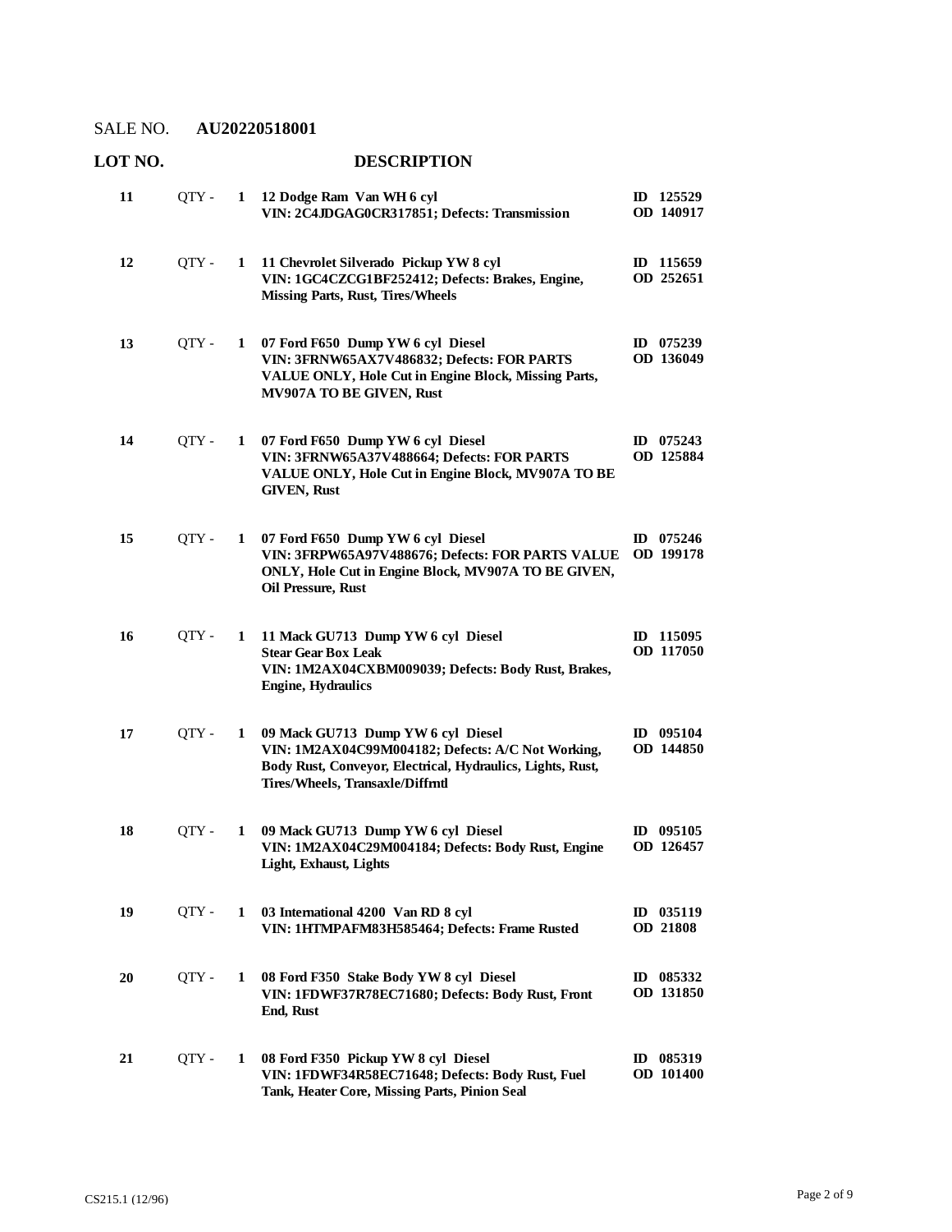SALE NO. **AU20220518001**

| LOT NO. | | | DESCRIPTION | |
|---|---|---|---|---|
| **11** | QTY - | **1** | **12 Dodge Ram Van WH 6 cyl**<br>**VIN: 2C4JDGAG0CR317851; Defects: Transmission** | **ID 125529**<br>**OD 140917** |
| **12** | QTY - | **1** | **11 Chevrolet Silverado Pickup YW 8 cyl**<br>**VIN: 1GC4CZCG1BF252412; Defects: Brakes, Engine, Missing Parts, Rust, Tires/Wheels** | **ID 115659**<br>**OD 252651** |
| **13** | QTY - | **1** | **07 Ford F650 Dump YW 6 cyl Diesel**<br>**VIN: 3FRNW65AX7V486832; Defects: FOR PARTS VALUE ONLY, Hole Cut in Engine Block, Missing Parts, MV907A TO BE GIVEN, Rust** | **ID 075239**<br>**OD 136049** |
| **14** | QTY - | **1** | **07 Ford F650 Dump YW 6 cyl Diesel**<br>**VIN: 3FRNW65A37V488664; Defects: FOR PARTS VALUE ONLY, Hole Cut in Engine Block, MV907A TO BE GIVEN, Rust** | **ID 075243**<br>**OD 125884** |
| **15** | QTY - | **1** | **07 Ford F650 Dump YW 6 cyl Diesel**<br>**VIN: 3FRPW65A97V488676; Defects: FOR PARTS VALUE ONLY, Hole Cut in Engine Block, MV907A TO BE GIVEN, Oil Pressure, Rust** | **ID 075246**<br>**OD 199178** |
| **16** | QTY - | **1** | **11 Mack GU713 Dump YW 6 cyl Diesel**<br>**Stear Gear Box Leak**<br>**VIN: 1M2AX04CXBM009039; Defects: Body Rust, Brakes, Engine, Hydraulics** | **ID 115095**<br>**OD 117050** |
| **17** | QTY - | **1** | **09 Mack GU713 Dump YW 6 cyl Diesel**<br>**VIN: 1M2AX04C99M004182; Defects: A/C Not Working, Body Rust, Conveyor, Electrical, Hydraulics, Lights, Rust, Tires/Wheels, Transaxle/Diffrntl** | **ID 095104**<br>**OD 144850** |
| **18** | QTY - | **1** | **09 Mack GU713 Dump YW 6 cyl Diesel**<br>**VIN: 1M2AX04C29M004184; Defects: Body Rust, Engine Light, Exhaust, Lights** | **ID 095105**<br>**OD 126457** |
| **19** | QTY - | **1** | **03 International 4200 Van RD 8 cyl**<br>**VIN: 1HTMPAFM83H585464; Defects: Frame Rusted** | **ID 035119**<br>**OD 21808** |
| **20** | QTY - | **1** | **08 Ford F350 Stake Body YW 8 cyl Diesel**<br>**VIN: 1FDWF37R78EC71680; Defects: Body Rust, Front End, Rust** | **ID 085332**<br>**OD 131850** |
| **21** | QTY - | **1** | **08 Ford F350 Pickup YW 8 cyl Diesel**<br>**VIN: 1FDWF34R58EC71648; Defects: Body Rust, Fuel Tank, Heater Core, Missing Parts, Pinion Seal** | **ID 085319**<br>**OD 101400** |

CS215.1 (12/96)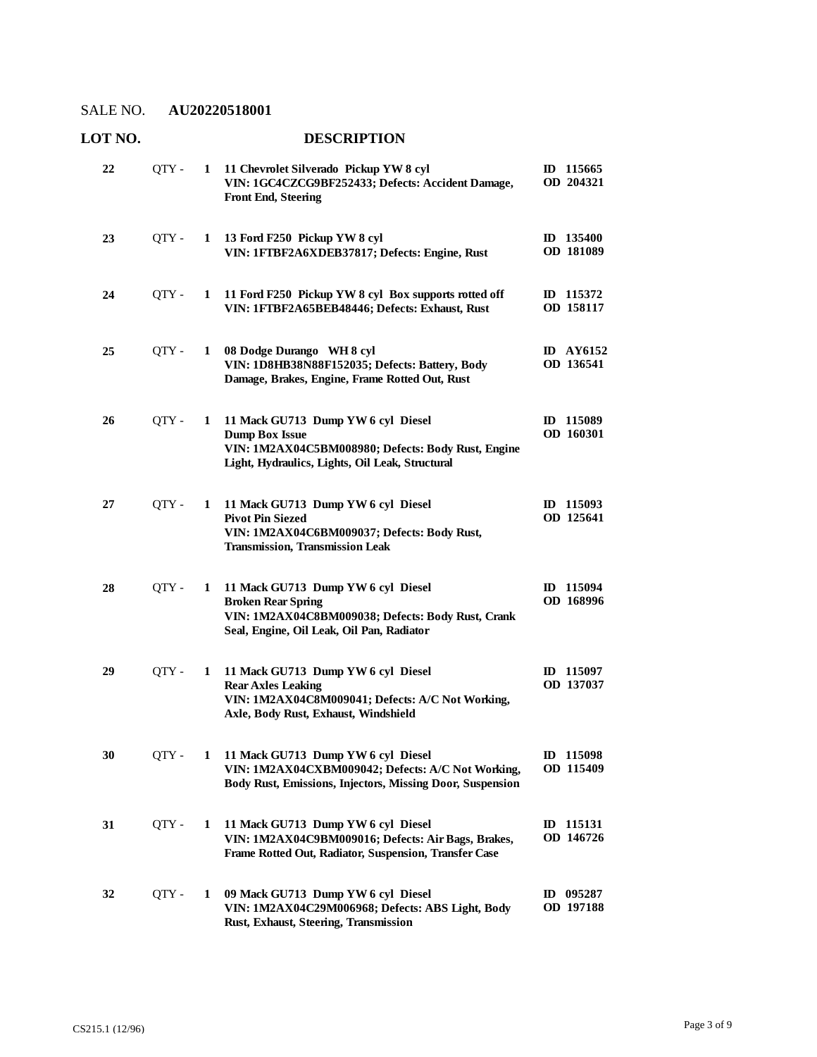SALE NO. **AU20220518001**

| LOT NO. | | | DESCRIPTION | |
|---|---|---|---|---|
| **22** | QTY - | **1** | **11 Chevrolet Silverado Pickup YW 8 cyl**<br>**VIN: 1GC4CZCG9BF252433; Defects: Accident Damage, Front End, Steering** | **ID 115665**<br>**OD 204321** |
| **23** | QTY - | **1** | **13 Ford F250 Pickup YW 8 cyl**<br>**VIN: 1FTBF2A6XDEB37817; Defects: Engine, Rust** | **ID 135400**<br>**OD 181089** |
| **24** | QTY - | **1** | **11 Ford F250 Pickup YW 8 cyl Box supports rotted off**<br>**VIN: 1FTBF2A65BEB48446; Defects: Exhaust, Rust** | **ID 115372**<br>**OD 158117** |
| **25** | QTY - | **1** | **08 Dodge Durango WH 8 cyl**<br>**VIN: 1D8HB38N88F152035; Defects: Battery, Body Damage, Brakes, Engine, Frame Rotted Out, Rust** | **ID AY6152**<br>**OD 136541** |
| **26** | QTY - | **1** | **11 Mack GU713 Dump YW 6 cyl Diesel**<br>**Dump Box Issue**<br>**VIN: 1M2AX04C5BM008980; Defects: Body Rust, Engine Light, Hydraulics, Lights, Oil Leak, Structural** | **ID 115089**<br>**OD 160301** |
| **27** | QTY - | **1** | **11 Mack GU713 Dump YW 6 cyl Diesel**<br>**Pivot Pin Siezed**<br>**VIN: 1M2AX04C6BM009037; Defects: Body Rust, Transmission, Transmission Leak** | **ID 115093**<br>**OD 125641** |
| **28** | QTY - | **1** | **11 Mack GU713 Dump YW 6 cyl Diesel**<br>**Broken Rear Spring**<br>**VIN: 1M2AX04C8BM009038; Defects: Body Rust, Crank Seal, Engine, Oil Leak, Oil Pan, Radiator** | **ID 115094**<br>**OD 168996** |
| **29** | QTY - | **1** | **11 Mack GU713 Dump YW 6 cyl Diesel**<br>**Rear Axles Leaking**<br>**VIN: 1M2AX04C8M009041; Defects: A/C Not Working, Axle, Body Rust, Exhaust, Windshield** | **ID 115097**<br>**OD 137037** |
| **30** | QTY - | **1** | **11 Mack GU713 Dump YW 6 cyl Diesel**<br>**VIN: 1M2AX04CXBM009042; Defects: A/C Not Working, Body Rust, Emissions, Injectors, Missing Door, Suspension** | **ID 115098**<br>**OD 115409** |
| **31** | QTY - | **1** | **11 Mack GU713 Dump YW 6 cyl Diesel**<br>**VIN: 1M2AX04C9BM009016; Defects: Air Bags, Brakes, Frame Rotted Out, Radiator, Suspension, Transfer Case** | **ID 115131**<br>**OD 146726** |
| **32** | QTY - | **1** | **09 Mack GU713 Dump YW 6 cyl Diesel**<br>**VIN: 1M2AX04C29M006968; Defects: ABS Light, Body Rust, Exhaust, Steering, Transmission** | **ID 095287**<br>**OD 197188** |

CS215.1 (12/96)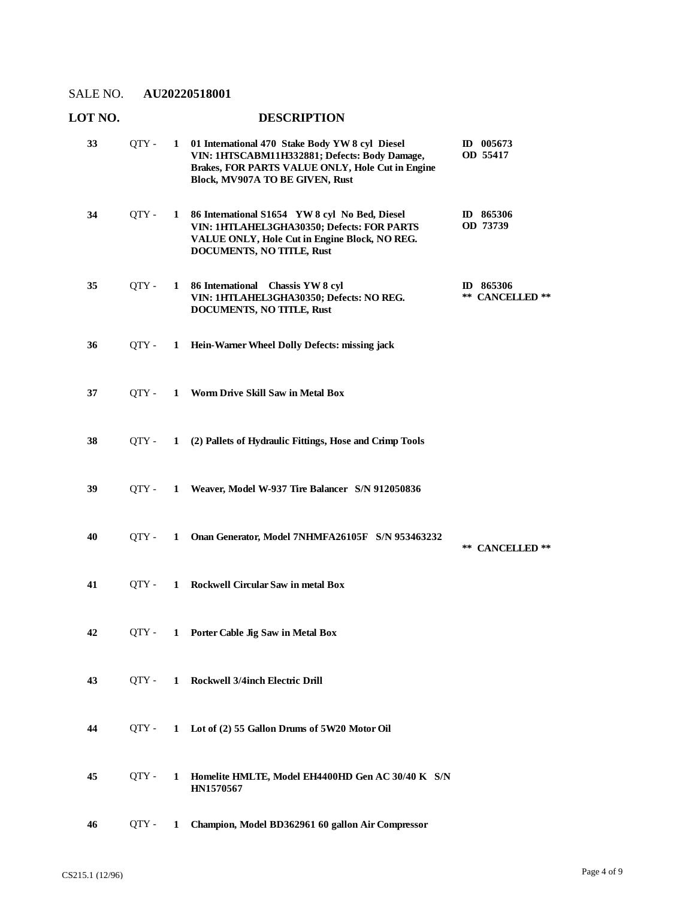SALE NO. **AU20220518001**

| LOT NO. | | | DESCRIPTION | |
|---|---|---|---|---|
| 33 | QTY - | 1 | **01 International 470 Stake Body YW 8 cyl Diesel VIN: 1HTSCABM11H332881; Defects: Body Damage, Brakes, FOR PARTS VALUE ONLY, Hole Cut in Engine Block, MV907A TO BE GIVEN, Rust** | **ID 005673 OD 55417** |
| 34 | QTY - | 1 | **86 International S1654 YW 8 cyl No Bed, Diesel VIN: 1HTLAHEL3GHA30350; Defects: FOR PARTS VALUE ONLY, Hole Cut in Engine Block, NO REG. DOCUMENTS, NO TITLE, Rust** | **ID 865306 OD 73739** |
| 35 | QTY - | 1 | **86 International Chassis YW 8 cyl VIN: 1HTLAHEL3GHA30350; Defects: NO REG. DOCUMENTS, NO TITLE, Rust** | **ID 865306 ** CANCELLED **** |
| 36 | QTY - | 1 | **Hein-Warner Wheel Dolly Defects: missing jack** | |
| 37 | QTY - | 1 | **Worm Drive Skill Saw in Metal Box** | |
| 38 | QTY - | 1 | **(2) Pallets of Hydraulic Fittings, Hose and Crimp Tools** | |
| 39 | QTY - | 1 | **Weaver, Model W-937 Tire Balancer S/N 912050836** | |
| 40 | QTY - | 1 | **Onan Generator, Model 7NHMFA26105F S/N 953463232** | **** CANCELLED **** |
| 41 | QTY - | 1 | **Rockwell Circular Saw in metal Box** | |
| 42 | QTY - | 1 | **Porter Cable Jig Saw in Metal Box** | |
| 43 | QTY - | 1 | **Rockwell 3/4inch Electric Drill** | |
| 44 | QTY - | 1 | **Lot of (2) 55 Gallon Drums of 5W20 Motor Oil** | |
| 45 | QTY - | 1 | **Homelite HMLTE, Model EH4400HD Gen AC 30/40 K S/N HN1570567** | |
| 46 | QTY - | 1 | **Champion, Model BD362961 60 gallon Air Compressor** | |

CS215.1 (12/96)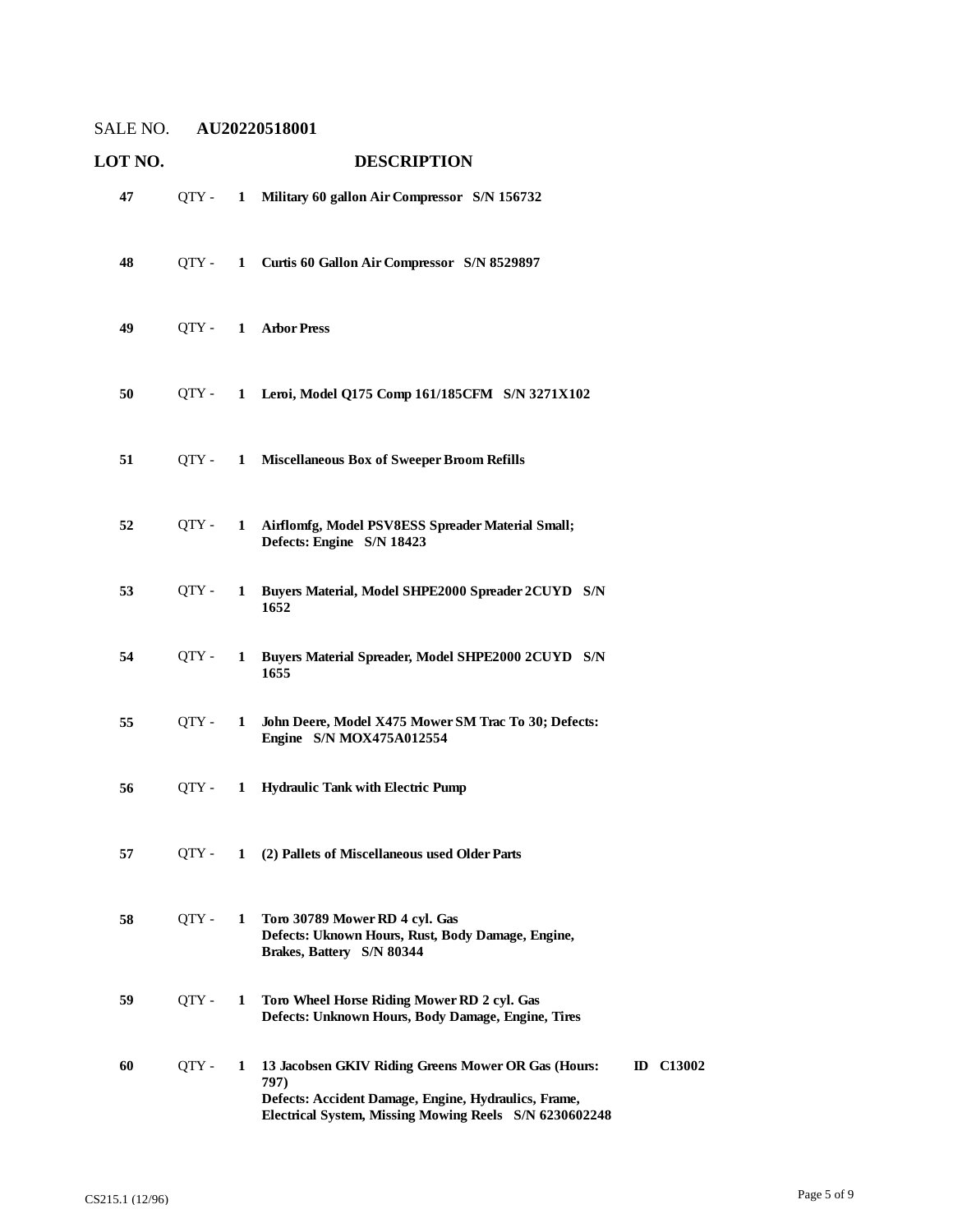SALE NO. **AU20220518001**

| LOT NO. | | | DESCRIPTION | |
|---|---|---|---|---|
| **47** | QTY - | **1** | **Military 60 gallon Air Compressor S/N 156732** | |
| **48** | QTY - | **1** | **Curtis 60 Gallon Air Compressor S/N 8529897** | |
| **49** | QTY - | **1** | **Arbor Press** | |
| **50** | QTY - | **1** | **Leroi, Model Q175 Comp 161/185CFM S/N 3271X102** | |
| **51** | QTY - | **1** | **Miscellaneous Box of Sweeper Broom Refills** | |
| **52** | QTY - | **1** | **Airflomfg, Model PSV8ESS Spreader Material Small; Defects: Engine S/N 18423** | |
| **53** | QTY - | **1** | **Buyers Material, Model SHPE2000 Spreader 2CUYD S/N 1652** | |
| **54** | QTY - | **1** | **Buyers Material Spreader, Model SHPE2000 2CUYD S/N 1655** | |
| **55** | QTY - | **1** | **John Deere, Model X475 Mower SM Trac To 30; Defects: Engine S/N MOX475A012554** | |
| **56** | QTY - | **1** | **Hydraulic Tank with Electric Pump** | |
| **57** | QTY - | **1** | **(2) Pallets of Miscellaneous used Older Parts** | |
| **58** | QTY - | **1** | **Toro 30789 Mower RD 4 cyl. Gas Defects: Uknown Hours, Rust, Body Damage, Engine, Brakes, Battery S/N 80344** | |
| **59** | QTY - | **1** | **Toro Wheel Horse Riding Mower RD 2 cyl. Gas Defects: Unknown Hours, Body Damage, Engine, Tires** | |
| **60** | QTY - | **1** | **13 Jacobsen GKIV Riding Greens Mower OR Gas (Hours: 797) Defects: Accident Damage, Engine, Hydraulics, Frame, Electrical System, Missing Mowing Reels S/N 6230602248** | **ID C13002** |

CS215.1 (12/96)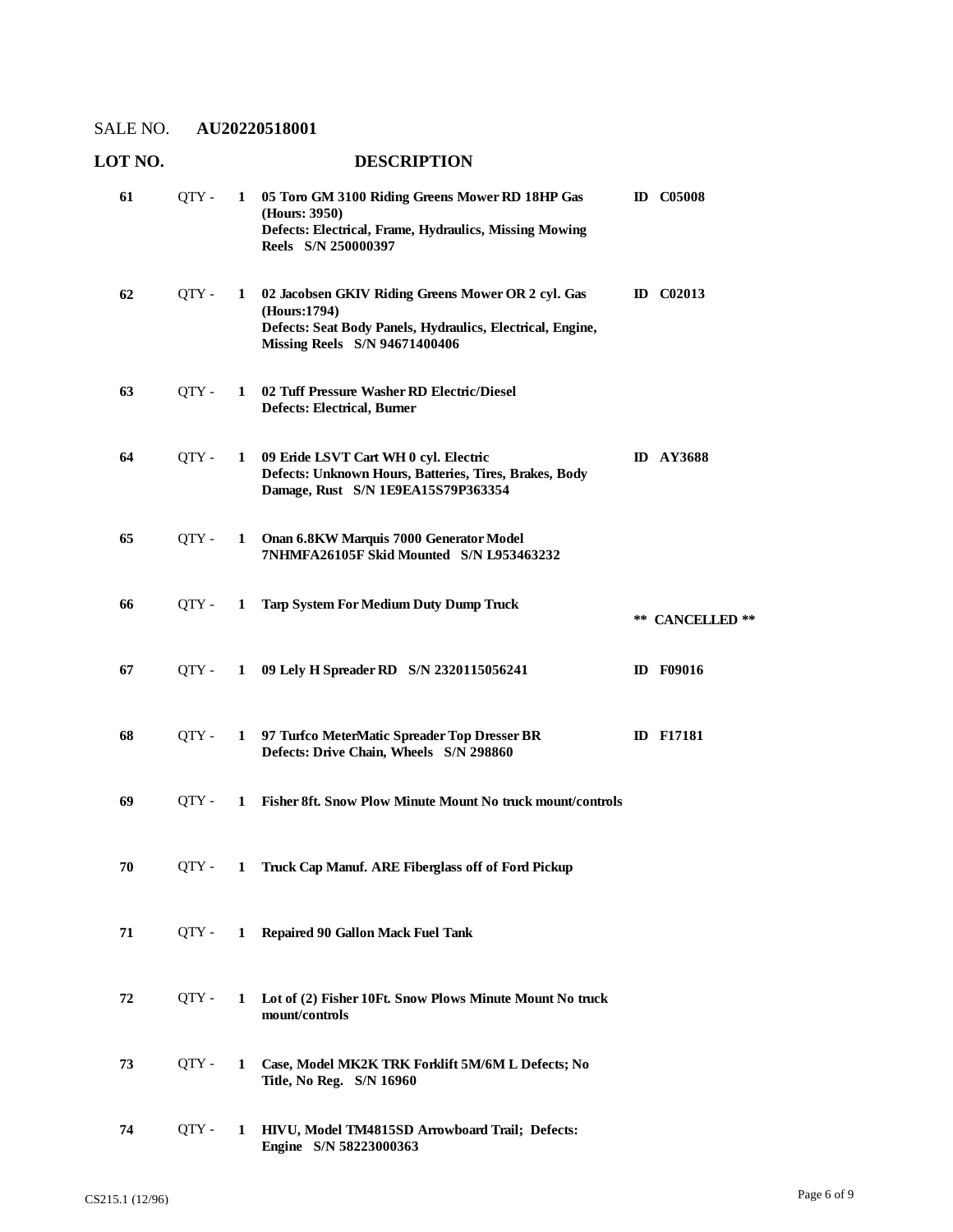SALE NO. **AU20220518001**

| LOT NO. | | | DESCRIPTION | |
|---|---|---|---|---|
| 61 | QTY - | 1 | **05 Toro GM 3100 Riding Greens Mower RD 18HP Gas (Hours: 3950) Defects: Electrical, Frame, Hydraulics, Missing Mowing Reels S/N 250000397** | **ID C05008** |
| 62 | QTY - | 1 | **02 Jacobsen GKIV Riding Greens Mower OR 2 cyl. Gas (Hours:1794) Defects: Seat Body Panels, Hydraulics, Electrical, Engine, Missing Reels S/N 94671400406** | **ID C02013** |
| 63 | QTY - | 1 | **02 Tuff Pressure Washer RD Electric/Diesel Defects: Electrical, Burner** | |
| 64 | QTY - | 1 | **09 Eride LSVT Cart WH 0 cyl. Electric Defects: Unknown Hours, Batteries, Tires, Brakes, Body Damage, Rust S/N 1E9EA15S79P363354** | **ID AY3688** |
| 65 | QTY - | 1 | **Onan 6.8KW Marquis 7000 Generator Model 7NHMFA26105F Skid Mounted S/N L953463232** | |
| 66 | QTY - | 1 | **Tarp System For Medium Duty Dump Truck** | **\*\* CANCELLED \*\*** |
| 67 | QTY - | 1 | **09 Lely H Spreader RD S/N 2320115056241** | **ID F09016** |
| 68 | QTY - | 1 | **97 Turfco MeterMatic Spreader Top Dresser BR Defects: Drive Chain, Wheels S/N 298860** | **ID F17181** |
| 69 | QTY - | 1 | **Fisher 8ft. Snow Plow Minute Mount No truck mount/controls** | |
| 70 | QTY - | 1 | **Truck Cap Manuf. ARE Fiberglass off of Ford Pickup** | |
| 71 | QTY - | 1 | **Repaired 90 Gallon Mack Fuel Tank** | |
| 72 | QTY - | 1 | **Lot of (2) Fisher 10Ft. Snow Plows Minute Mount No truck mount/controls** | |
| 73 | QTY - | 1 | **Case, Model MK2K TRK Forklift 5M/6M L Defects; No Title, No Reg. S/N 16960** | |
| 74 | QTY - | 1 | **HIVU, Model TM4815SD Arrowboard Trail; Defects: Engine S/N 58223000363** | |

CS215.1 (12/96)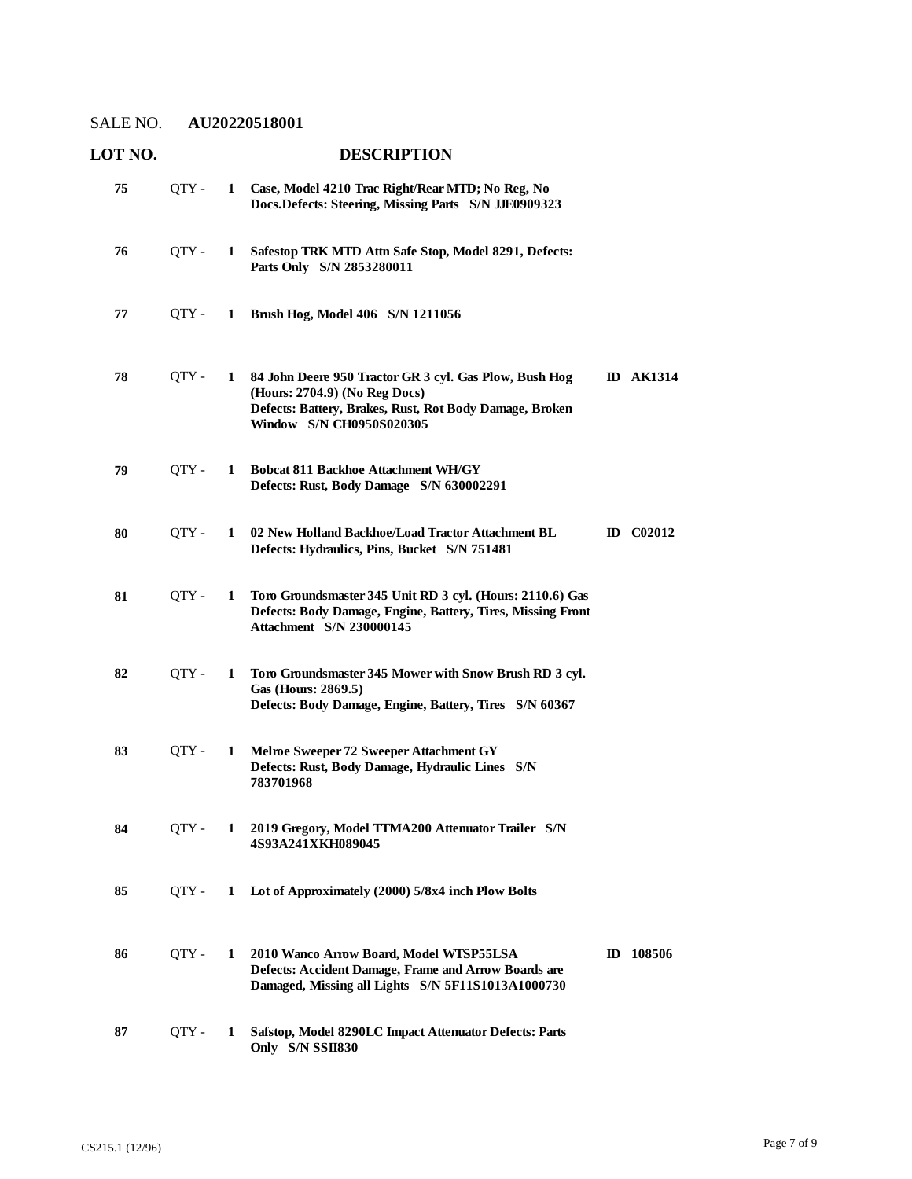SALE NO. **AU20220518001**

| LOT NO. | | | DESCRIPTION | |
|---|---|---|---|---|
| **75** | QTY - | **1** | **Case, Model 4210 Trac Right/Rear MTD; No Reg, No Docs.Defects: Steering, Missing Parts S/N JJE0909323** | |
| **76** | QTY - | **1** | **Safestop TRK MTD Attn Safe Stop, Model 8291, Defects: Parts Only S/N 2853280011** | |
| **77** | QTY - | **1** | **Brush Hog, Model 406 S/N 1211056** | |
| **78** | QTY - | **1** | **84 John Deere 950 Tractor GR 3 cyl. Gas Plow, Bush Hog (Hours: 2704.9) (No Reg Docs) Defects: Battery, Brakes, Rust, Rot Body Damage, Broken Window S/N CH0950S020305** | **ID AK1314** |
| **79** | QTY - | **1** | **Bobcat 811 Backhoe Attachment WH/GY Defects: Rust, Body Damage S/N 630002291** | |
| **80** | QTY - | **1** | **02 New Holland Backhoe/Load Tractor Attachment BL Defects: Hydraulics, Pins, Bucket S/N 751481** | **ID C02012** |
| **81** | QTY - | **1** | **Toro Groundsmaster 345 Unit RD 3 cyl. (Hours: 2110.6) Gas Defects: Body Damage, Engine, Battery, Tires, Missing Front Attachment S/N 230000145** | |
| **82** | QTY - | **1** | **Toro Groundsmaster 345 Mower with Snow Brush RD 3 cyl. Gas (Hours: 2869.5) Defects: Body Damage, Engine, Battery, Tires S/N 60367** | |
| **83** | QTY - | **1** | **Melroe Sweeper 72 Sweeper Attachment GY Defects: Rust, Body Damage, Hydraulic Lines S/N 783701968** | |
| **84** | QTY - | **1** | **2019 Gregory, Model TTMA200 Attenuator Trailer S/N 4S93A241XKH089045** | |
| **85** | QTY - | **1** | **Lot of Approximately (2000) 5/8x4 inch Plow Bolts** | |
| **86** | QTY - | **1** | **2010 Wanco Arrow Board, Model WTSP55LSA Defects: Accident Damage, Frame and Arrow Boards are Damaged, Missing all Lights S/N 5F11S1013A1000730** | **ID 108506** |
| **87** | QTY - | **1** | **Safstop, Model 8290LC Impact Attenuator Defects: Parts Only S/N SSII830** | |

CS215.1 (12/96)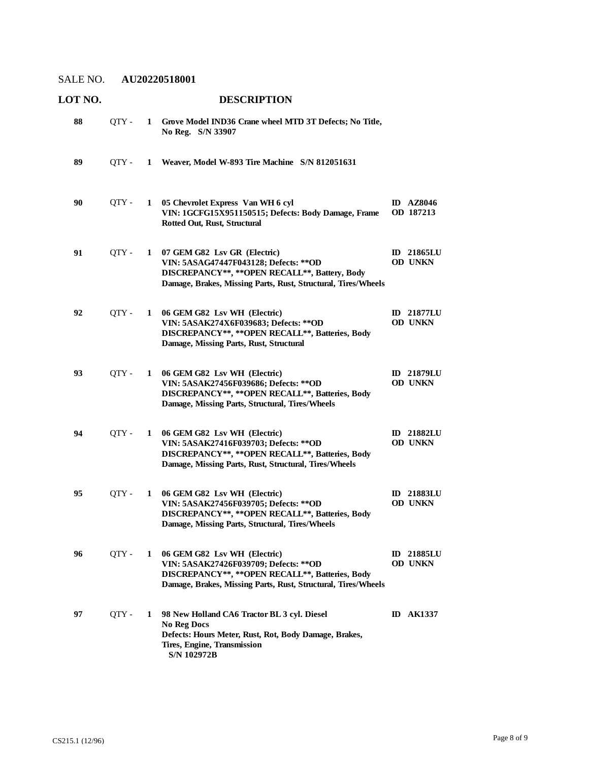SALE NO. **AU20220518001**

| LOT NO. | | | DESCRIPTION | |
|---|---|---|---|---|
| **88** | QTY - | **1** | **Grove Model IND36 Crane wheel MTD 3T Defects; No Title, No Reg. S/N 33907** | |
| **89** | QTY - | **1** | **Weaver, Model W-893 Tire Machine S/N 812051631** | |
| **90** | QTY - | **1** | **05 Chevrolet Express Van WH 6 cyl VIN: 1GCFG15X951150515; Defects: Body Damage, Frame Rotted Out, Rust, Structural** | **ID AZ8046 OD 187213** |
| **91** | QTY - | **1** | **07 GEM G82 Lsv GR (Electric) VIN: 5ASAG47447F043128; Defects: \*\*OD DISCREPANCY\*\*, \*\*OPEN RECALL\*\*, Battery, Body Damage, Brakes, Missing Parts, Rust, Structural, Tires/Wheels** | **ID 21865LU OD UNKN** |
| **92** | QTY - | **1** | **06 GEM G82 Lsv WH (Electric) VIN: 5ASAK274X6F039683; Defects: \*\*OD DISCREPANCY\*\*, \*\*OPEN RECALL\*\*, Batteries, Body Damage, Missing Parts, Rust, Structural** | **ID 21877LU OD UNKN** |
| **93** | QTY - | **1** | **06 GEM G82 Lsv WH (Electric) VIN: 5ASAK27456F039686; Defects: \*\*OD DISCREPANCY\*\*, \*\*OPEN RECALL\*\*, Batteries, Body Damage, Missing Parts, Structural, Tires/Wheels** | **ID 21879LU OD UNKN** |
| **94** | QTY - | **1** | **06 GEM G82 Lsv WH (Electric) VIN: 5ASAK27416F039703; Defects: \*\*OD DISCREPANCY\*\*, \*\*OPEN RECALL\*\*, Batteries, Body Damage, Missing Parts, Rust, Structural, Tires/Wheels** | **ID 21882LU OD UNKN** |
| **95** | QTY - | **1** | **06 GEM G82 Lsv WH (Electric) VIN: 5ASAK27456F039705; Defects: \*\*OD DISCREPANCY\*\*, \*\*OPEN RECALL\*\*, Batteries, Body Damage, Missing Parts, Structural, Tires/Wheels** | **ID 21883LU OD UNKN** |
| **96** | QTY - | **1** | **06 GEM G82 Lsv WH (Electric) VIN: 5ASAK27426F039709; Defects: \*\*OD DISCREPANCY\*\*, \*\*OPEN RECALL\*\*, Batteries, Body Damage, Brakes, Missing Parts, Rust, Structural, Tires/Wheels** | **ID 21885LU OD UNKN** |
| **97** | QTY - | **1** | **98 New Holland CA6 Tractor BL 3 cyl. Diesel No Reg Docs Defects: Hours Meter, Rust, Rot, Body Damage, Brakes, Tires, Engine, Transmission S/N 102972B** | **ID AK1337** |

CS215.1 (12/96)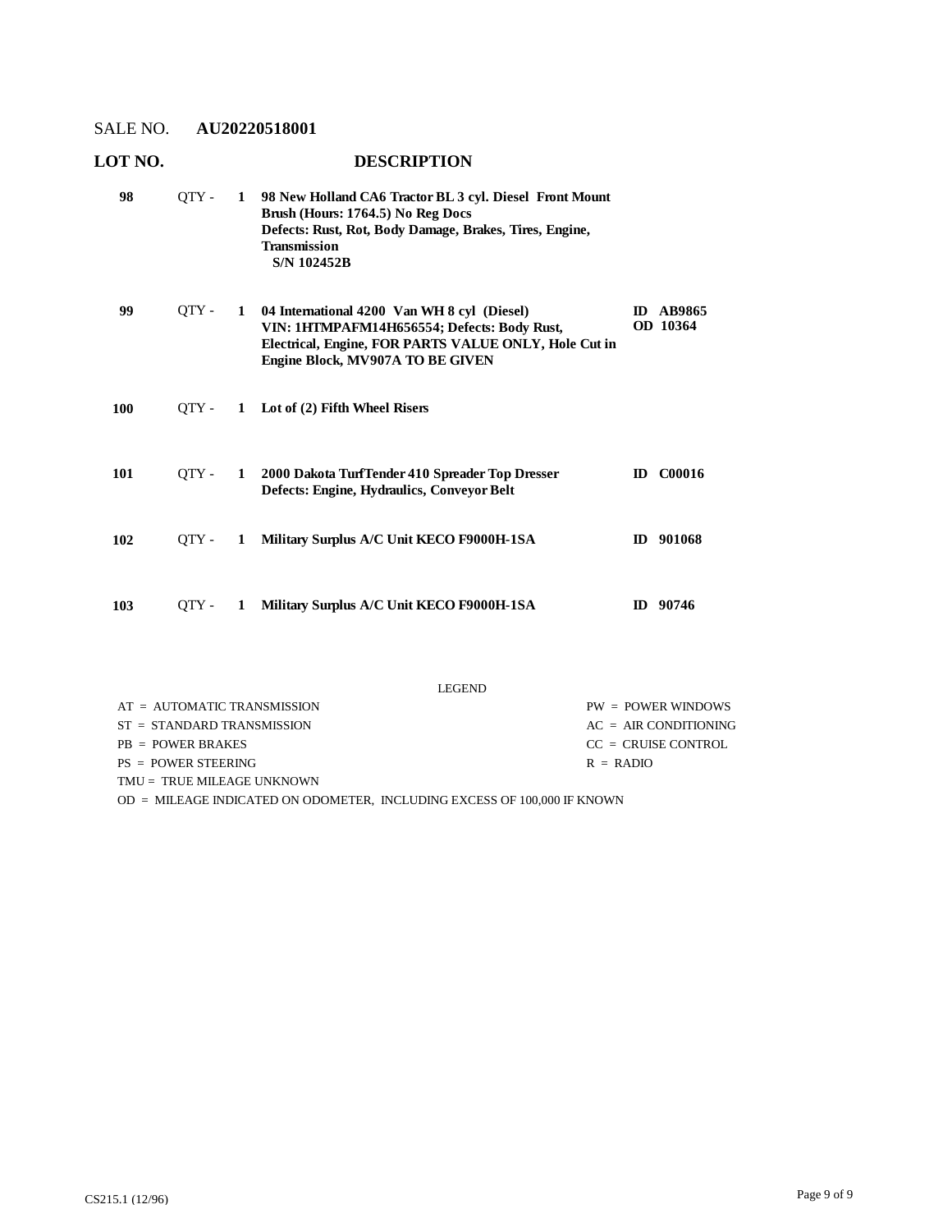SALE NO. **AU20220518001**

| LOT NO. | | | DESCRIPTION | |
|---|---|---|---|---|
| 98 | QTY - | 1 | **98 New Holland CA6 Tractor BL 3 cyl. Diesel Front Mount Brush (Hours: 1764.5) No Reg Docs Defects: Rust, Rot, Body Damage, Brakes, Tires, Engine, Transmission S/N 102452B** | |
| 99 | QTY - | 1 | **04 International 4200 Van WH 8 cyl (Diesel) VIN: 1HTMPAFM14H656554; Defects: Body Rust, Electrical, Engine, FOR PARTS VALUE ONLY, Hole Cut in Engine Block, MV907A TO BE GIVEN** | **ID AB9865 OD 10364** |
| 100 | QTY - | 1 | **Lot of (2) Fifth Wheel Risers** | |
| 101 | QTY - | 1 | **2000 Dakota TurfTender 410 Spreader Top Dresser Defects: Engine, Hydraulics, Conveyor Belt** | **ID C00016** |
| 102 | QTY - | 1 | **Military Surplus A/C Unit KECO F9000H-1SA** | **ID 901068** |
| 103 | QTY - | 1 | **Military Surplus A/C Unit KECO F9000H-1SA** | **ID 90746** |

LEGEND

| | |
|---|---|
| AT = AUTOMATIC TRANSMISSION | PW = POWER WINDOWS |
| ST = STANDARD TRANSMISSION | AC = AIR CONDITIONING |
| PB = POWER BRAKES | CC = CRUISE CONTROL |
| PS = POWER STEERING | R = RADIO |
| TMU = TRUE MILEAGE UNKNOWN | |

OD = MILEAGE INDICATED ON ODOMETER, INCLUDING EXCESS OF 100,000 IF KNOWN

CS215.1 (12/96)